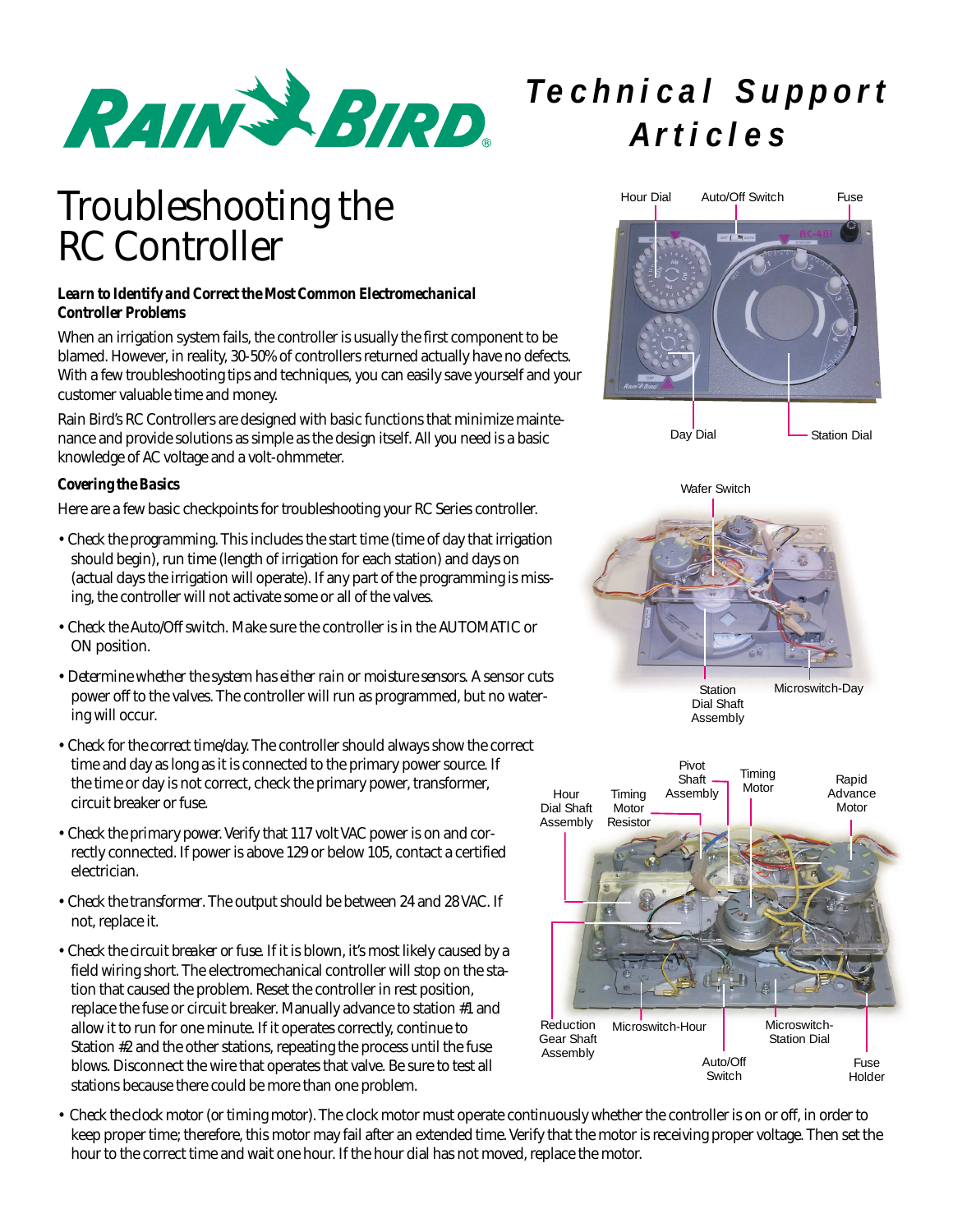# Technical Support Articles

# Troubleshooting the RC Controller

***Learn to Identify and Correct the Most Common Electromechanical Controller Problems***

When an irrigation system fails, the controller is usually the first component to be blamed. However, in reality, 30-50% of controllers returned actually have no defects. With a few troubleshooting tips and techniques, you can easily save yourself and your customer valuable time and money.

Rain Bird's RC Controllers are designed with basic functions that minimize maintenance and provide solutions as simple as the design itself. All you need is a basic knowledge of AC voltage and a volt-ohmmeter.

### *Covering the Basics*

Here are a few basic checkpoints for troubleshooting your RC Series controller.

- *Check the programming.* This includes the start time (time of day that irrigation should begin), run time (length of irrigation for each station) and days on (actual days the irrigation will operate). If any part of the programming is missing, the controller will not activate some or all of the valves.
- *Check the Auto/Off switch.* Make sure the controller is in the AUTOMATIC or ON position.
- *Determine whether the system has either rain or moisture sensors.* A sensor cuts power off to the valves. The controller will run as programmed, but no watering will occur.
- *Check for the correct time/day.* The controller should always show the correct time and day as long as it is connected to the primary power source. If the time or day is not correct, check the primary power, transformer, circuit breaker or fuse.
- *Check the primary power.* Verify that 117 volt VAC power is on and correctly connected. If power is above 129 or below 105, contact a certified electrician.
- *Check the transformer.* The output should be between 24 and 28 VAC. If not, replace it.
- *Check the circuit breaker or fuse.* If it is blown, it's most likely caused by a field wiring short. The electromechanical controller will stop on the station that caused the problem. Reset the controller in rest position, replace the fuse or circuit breaker. Manually advance to station #1 and allow it to run for one minute. If it operates correctly, continue to Station #2 and the other stations, repeating the process until the fuse blows. Disconnect the wire that operates that valve. Be sure to test all stations because there could be more than one problem.
- *Check the clock motor (or timing motor).* The clock motor must operate continuously whether the controller is on or off, in order to keep proper time; therefore, this motor may fail after an extended time. Verify that the motor is receiving proper voltage. Then set the hour to the correct time and wait one hour. If the hour dial has not moved, replace the motor.

Hour Dial, Auto/Off Switch, Fuse, Day Dial, Station Dial

Wafer Switch, Station Dial Shaft Assembly, Microswitch-Day

Hour Dial Shaft Assembly, Timing Motor Resistor, Pivot Shaft Assembly, Timing Motor, Rapid Advance Motor, Reduction Gear Shaft Assembly, Microswitch-Hour, Auto/Off Switch, Microswitch-Station Dial, Fuse Holder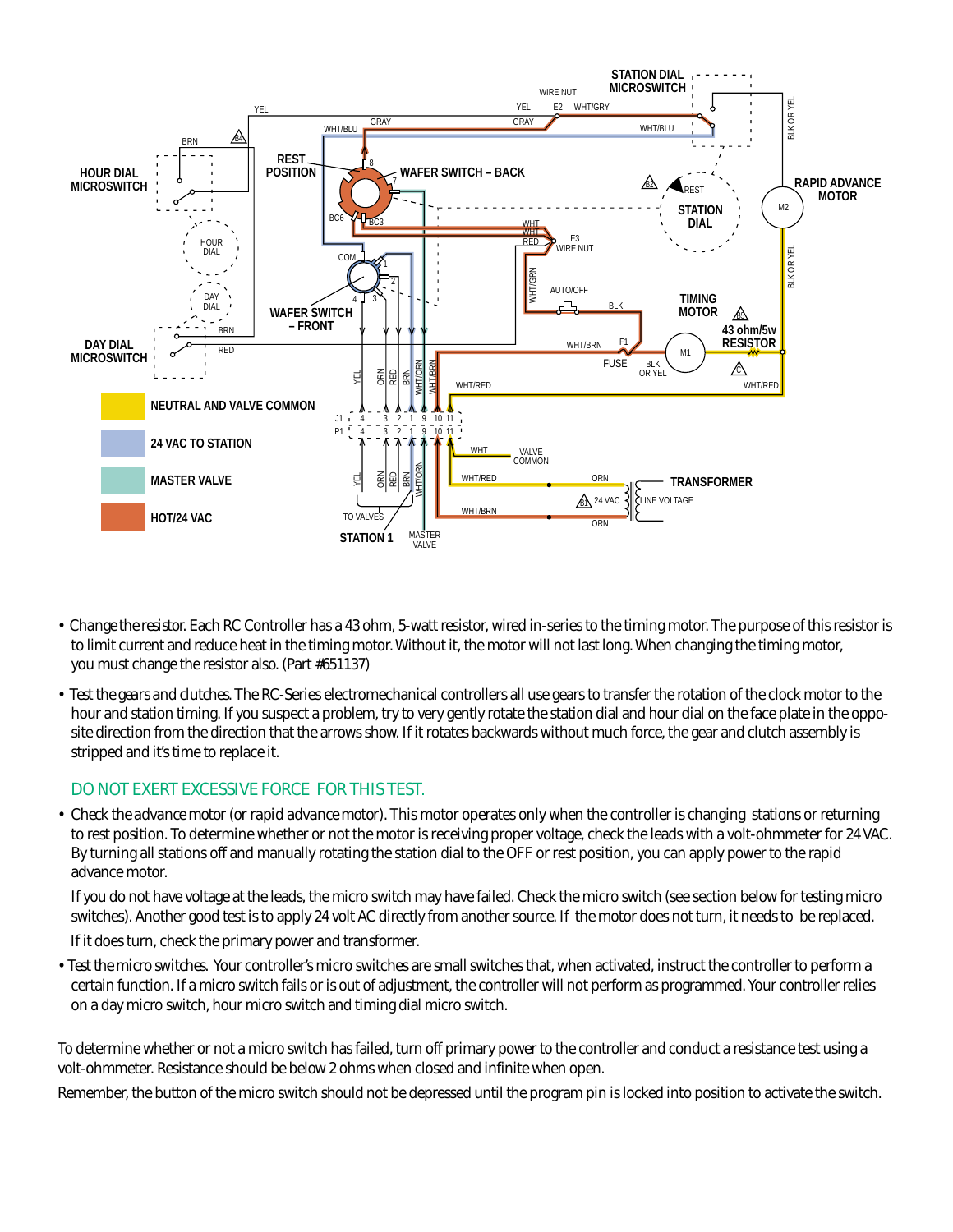- Change the resistor. Each RC Controller has a 43 ohm, 5-watt resistor, wired in-series to the timing motor. The purpose of this resistor is to limit current and reduce heat in the timing motor. Without it, the motor will not last long. When changing the timing motor, you must change the resistor also. (Part #651137)

- Test the gears and clutches. The RC-Series electromechanical controllers all use gears to transfer the rotation of the clock motor to the hour and station timing. If you suspect a problem, try to very gently rotate the station dial and hour dial on the face plate in the opposite direction from the direction that the arrows show. If it rotates backwards without much force, the gear and clutch assembly is stripped and it's time to replace it.

  DO NOT EXERT EXCESSIVE FORCE FOR THIS TEST.

- Check the advance motor (or rapid advance motor). This motor operates only when the controller is changing stations or returning to rest position. To determine whether or not the motor is receiving proper voltage, check the leads with a volt-ohmmeter for 24 VAC. By turning all stations off and manually rotating the station dial to the OFF or rest position, you can apply power to the rapid advance motor.

  If you do not have voltage at the leads, the micro switch may have failed. Check the micro switch (see section below for testing micro switches). Another good test is to apply 24 volt AC directly from another source. If the motor does not turn, it needs to be replaced.

  If it does turn, check the primary power and transformer.

- Test the micro switches. Your controller's micro switches are small switches that, when activated, instruct the controller to perform a certain function. If a micro switch fails or is out of adjustment, the controller will not perform as programmed. Your controller relies on a day micro switch, hour micro switch and timing dial micro switch.

To determine whether or not a micro switch has failed, turn off primary power to the controller and conduct a resistance test using a volt-ohmmeter. Resistance should be below 2 ohms when closed and infinite when open.

Remember, the button of the micro switch should not be depressed until the program pin is locked into position to activate the switch.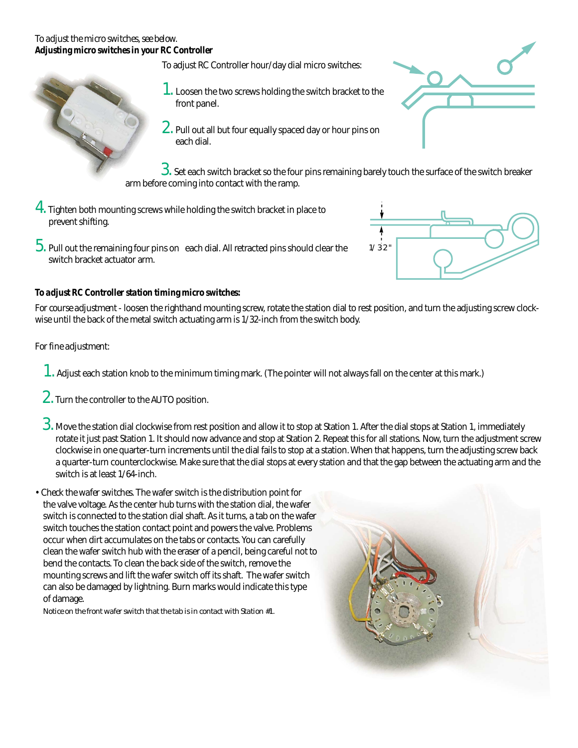To adjust the micro switches, see below.

***Adjusting micro switches in your RC Controller***

To adjust RC Controller hour/day dial micro switches:

1. Loosen the two screws holding the switch bracket to the front panel.
2. Pull out all but four equally spaced day or hour pins on each dial.
3. Set each switch bracket so the four pins remaining barely touch the surface of the switch breaker arm before coming into contact with the ramp.
4. Tighten both mounting screws while holding the switch bracket in place to prevent shifting.
5. Pull out the remaining four pins on each dial. All retracted pins should clear the switch bracket actuator arm.

1/32"

***To adjust RC Controller station timing micro switches:***

For course adjustment - loosen the righthand mounting screw, rotate the station dial to rest position, and turn the adjusting screw clockwise until the back of the metal switch actuating arm is 1/32-inch from the switch body.

For fine adjustment:

1. Adjust each station knob to the minimum timing mark. (The pointer will not always fall on the center at this mark.)
2. Turn the controller to the AUTO position.
3. Move the station dial clockwise from rest position and allow it to stop at Station 1. After the dial stops at Station 1, immediately rotate it just past Station 1. It should now advance and stop at Station 2. Repeat this for all stations. Now, turn the adjustment screw clockwise in one quarter-turn increments until the dial fails to stop at a station. When that happens, turn the adjusting screw back a quarter-turn counterclockwise. Make sure that the dial stops at every station and that the gap between the actuating arm and the switch is at least 1/64-inch.

- Check the wafer switches. The wafer switch is the distribution point for the valve voltage. As the center hub turns with the station dial, the wafer switch is connected to the station dial shaft. As it turns, a tab on the wafer switch touches the station contact point and powers the valve. Problems occur when dirt accumulates on the tabs or contacts. You can carefully clean the wafer switch hub with the eraser of a pencil, being careful not to bend the contacts. To clean the back side of the switch, remove the mounting screws and lift the wafer switch off its shaft. The wafer switch can also be damaged by lightning. Burn marks would indicate this type of damage.

Notice on the front wafer switch that the tab is in contact with Station #1.